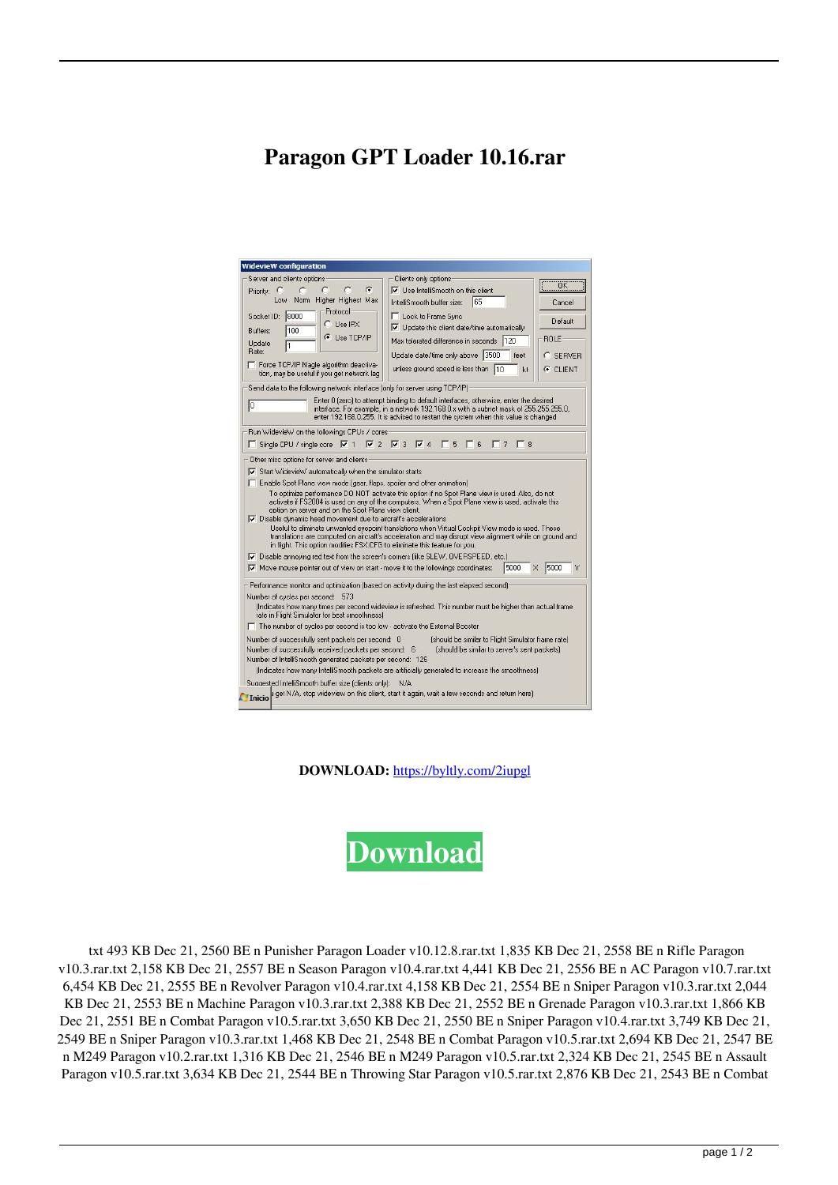# Paragon GPT Loader 10.16.rar

**DOWNLOAD:** https://byltly.com/2iupgl

**Download**

txt 493 KB Dec 21, 2560 BE n Punisher Paragon Loader v10.12.8.rar.txt 1,835 KB Dec 21, 2558 BE n Rifle Paragon v10.3.rar.txt 2,158 KB Dec 21, 2557 BE n Season Paragon v10.4.rar.txt 4,441 KB Dec 21, 2556 BE n AC Paragon v10.7.rar.txt 6,454 KB Dec 21, 2555 BE n Revolver Paragon v10.4.rar.txt 4,158 KB Dec 21, 2554 BE n Sniper Paragon v10.3.rar.txt 2,044 KB Dec 21, 2553 BE n Machine Paragon v10.3.rar.txt 2,388 KB Dec 21, 2552 BE n Grenade Paragon v10.3.rar.txt 1,866 KB Dec 21, 2551 BE n Combat Paragon v10.5.rar.txt 3,650 KB Dec 21, 2550 BE n Sniper Paragon v10.4.rar.txt 3,749 KB Dec 21, 2549 BE n Sniper Paragon v10.3.rar.txt 1,468 KB Dec 21, 2548 BE n Combat Paragon v10.5.rar.txt 2,694 KB Dec 21, 2547 BE n M249 Paragon v10.2.rar.txt 1,316 KB Dec 21, 2546 BE n M249 Paragon v10.5.rar.txt 2,324 KB Dec 21, 2545 BE n Assault Paragon v10.5.rar.txt 3,634 KB Dec 21, 2544 BE n Throwing Star Paragon v10.5.rar.txt 2,876 KB Dec 21, 2543 BE n Combat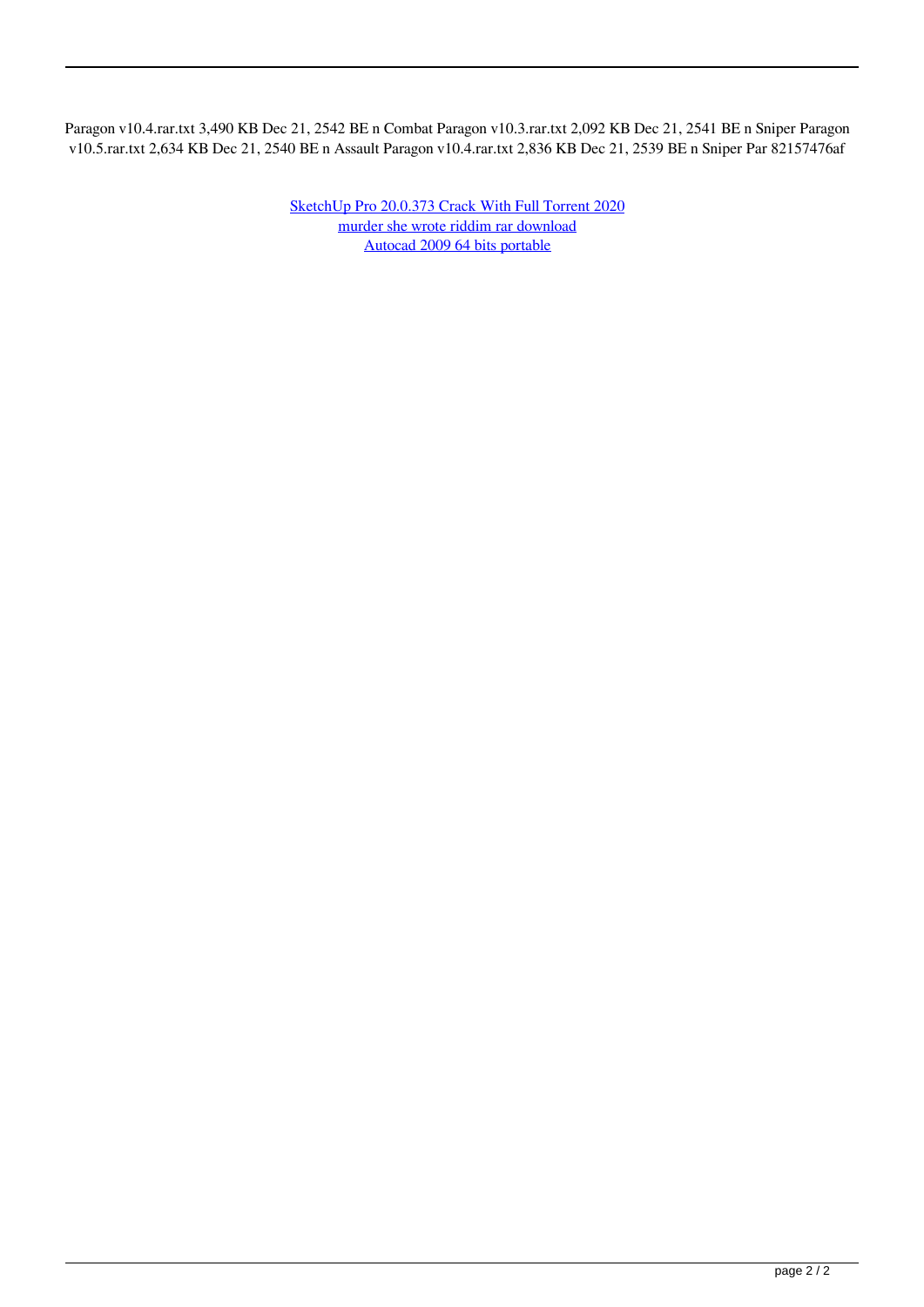Paragon v10.4.rar.txt 3,490 KB Dec 21, 2542 BE n Combat Paragon v10.3.rar.txt 2,092 KB Dec 21, 2541 BE n Sniper Paragon v10.5.rar.txt 2,634 KB Dec 21, 2540 BE n Assault Paragon v10.4.rar.txt 2,836 KB Dec 21, 2539 BE n Sniper Par 82157476af

SketchUp Pro 20.0.373 Crack With Full Torrent 2020
murder she wrote riddim rar download
Autocad 2009 64 bits portable